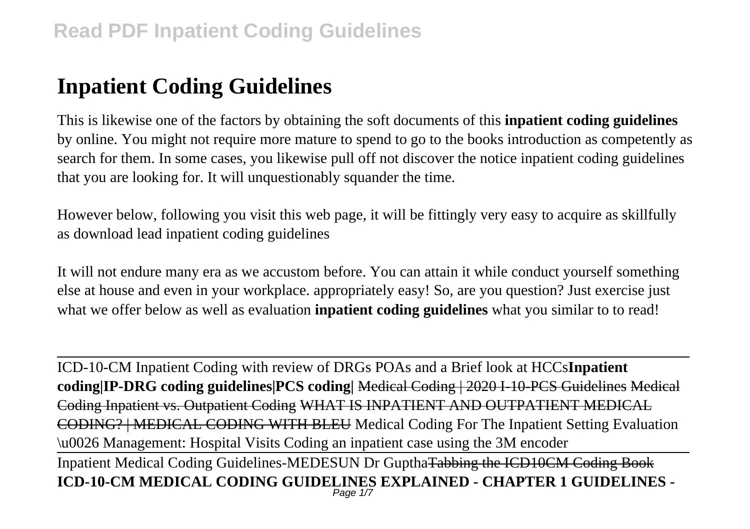# Inpatient Coding Guidelines

This is likewise one of the factors by obtaining the soft documents of this **inpatient coding guidelines** by online. You might not require more mature to spend to go to the books introduction as competently as search for them. In some cases, you likewise pull off not discover the notice inpatient coding guidelines that you are looking for. It will unquestionably squander the time.

However below, following you visit this web page, it will be fittingly very easy to acquire as skillfully as download lead inpatient coding guidelines

It will not endure many era as we accustom before. You can attain it while conduct yourself something else at house and even in your workplace. appropriately easy! So, are you question? Just exercise just what we offer below as well as evaluation **inpatient coding guidelines** what you similar to to read!

ICD-10-CM Inpatient Coding with review of DRGs POAs and a Brief look at HCCs**Inpatient coding|IP-DRG coding guidelines|PCS coding|** ~~Medical Coding | 2020 I-10-PCS Guidelines~~ ~~Medical Coding Inpatient vs. Outpatient Coding~~ ~~WHAT IS INPATIENT AND OUTPATIENT MEDICAL CODING? | MEDICAL CODING WITH BLEU~~ Medical Coding For The Inpatient Setting Evaluation \u0026 Management: Hospital Visits Coding an inpatient case using the 3M encoder

Inpatient Medical Coding Guidelines-MEDESUN Dr Guptha~~Tabbing the ICD10CM Coding Book~~ **ICD-10-CM MEDICAL CODING GUIDELINES EXPLAINED - CHAPTER 1 GUIDELINES -**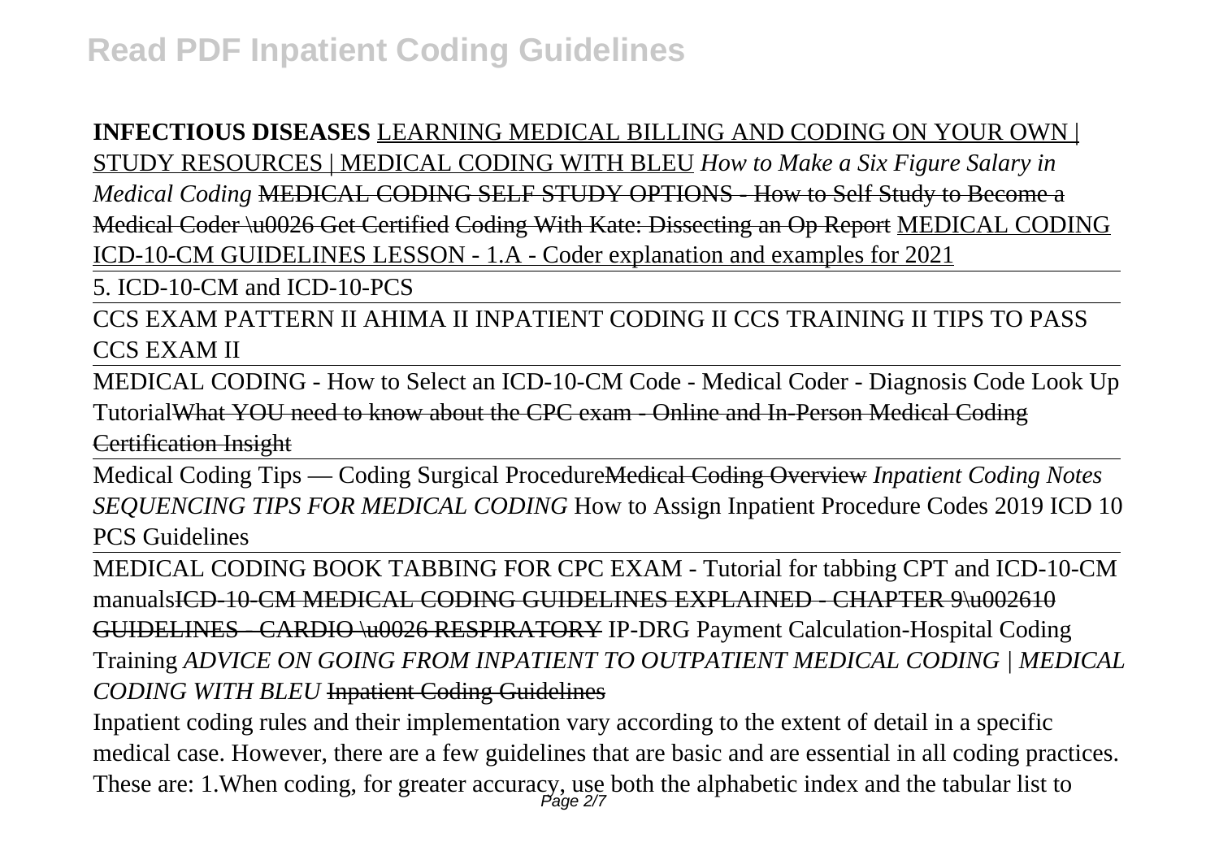**INFECTIOUS DISEASES** LEARNING MEDICAL BILLING AND CODING ON YOUR OWN | STUDY RESOURCES | MEDICAL CODING WITH BLEU *How to Make a Six Figure Salary in Medical Coding* MEDICAL CODING SELF STUDY OPTIONS - How to Self Study to Become a Medical Coder \u0026 Get Certified Coding With Kate: Dissecting an Op Report MEDICAL CODING ICD-10-CM GUIDELINES LESSON - 1.A - Coder explanation and examples for 2021

5. ICD-10-CM and ICD-10-PCS

CCS EXAM PATTERN II AHIMA II INPATIENT CODING II CCS TRAINING II TIPS TO PASS CCS EXAM II

MEDICAL CODING - How to Select an ICD-10-CM Code - Medical Coder - Diagnosis Code Look Up TutorialWhat YOU need to know about the CPC exam - Online and In-Person Medical Coding Certification Insight

Medical Coding Tips — Coding Surgical ProcedureMedical Coding Overview *Inpatient Coding Notes SEQUENCING TIPS FOR MEDICAL CODING* How to Assign Inpatient Procedure Codes 2019 ICD 10 PCS Guidelines

MEDICAL CODING BOOK TABBING FOR CPC EXAM - Tutorial for tabbing CPT and ICD-10-CM manualsICD-10-CM MEDICAL CODING GUIDELINES EXPLAINED - CHAPTER 9\u002610 GUIDELINES - CARDIO \u0026 RESPIRATORY IP-DRG Payment Calculation-Hospital Coding Training *ADVICE ON GOING FROM INPATIENT TO OUTPATIENT MEDICAL CODING | MEDICAL CODING WITH BLEU* Inpatient Coding Guidelines

Inpatient coding rules and their implementation vary according to the extent of detail in a specific medical case. However, there are a few guidelines that are basic and are essential in all coding practices. These are: 1.When coding, for greater accuracy, use both the alphabetic index and the tabular list to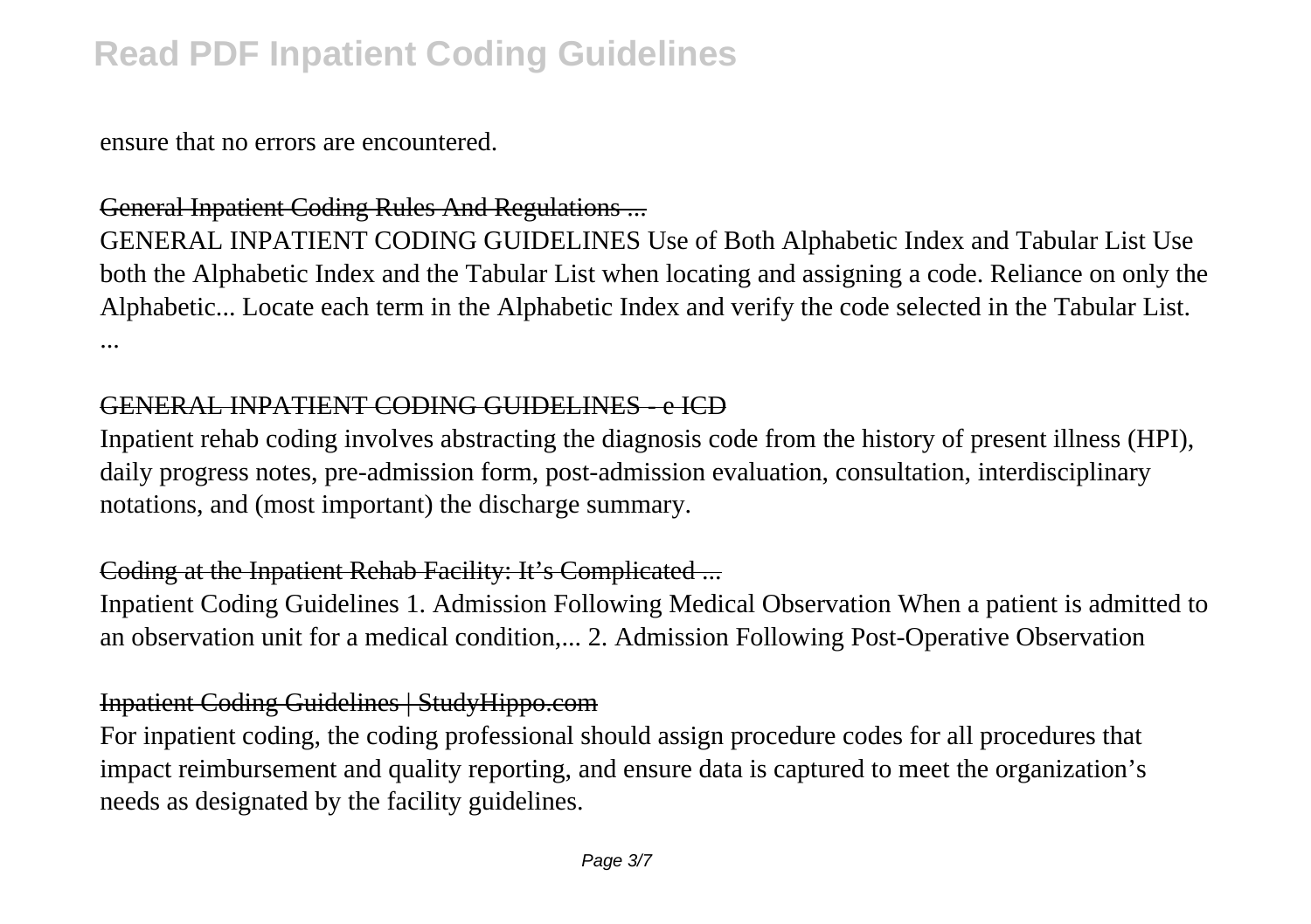ensure that no errors are encountered.

General Inpatient Coding Rules And Regulations ...

GENERAL INPATIENT CODING GUIDELINES Use of Both Alphabetic Index and Tabular List Use both the Alphabetic Index and the Tabular List when locating and assigning a code. Reliance on only the Alphabetic... Locate each term in the Alphabetic Index and verify the code selected in the Tabular List. ...

GENERAL INPATIENT CODING GUIDELINES - e ICD

Inpatient rehab coding involves abstracting the diagnosis code from the history of present illness (HPI), daily progress notes, pre-admission form, post-admission evaluation, consultation, interdisciplinary notations, and (most important) the discharge summary.

Coding at the Inpatient Rehab Facility: It's Complicated ...

Inpatient Coding Guidelines 1. Admission Following Medical Observation When a patient is admitted to an observation unit for a medical condition,... 2. Admission Following Post-Operative Observation

Inpatient Coding Guidelines | StudyHippo.com

For inpatient coding, the coding professional should assign procedure codes for all procedures that impact reimbursement and quality reporting, and ensure data is captured to meet the organization's needs as designated by the facility guidelines.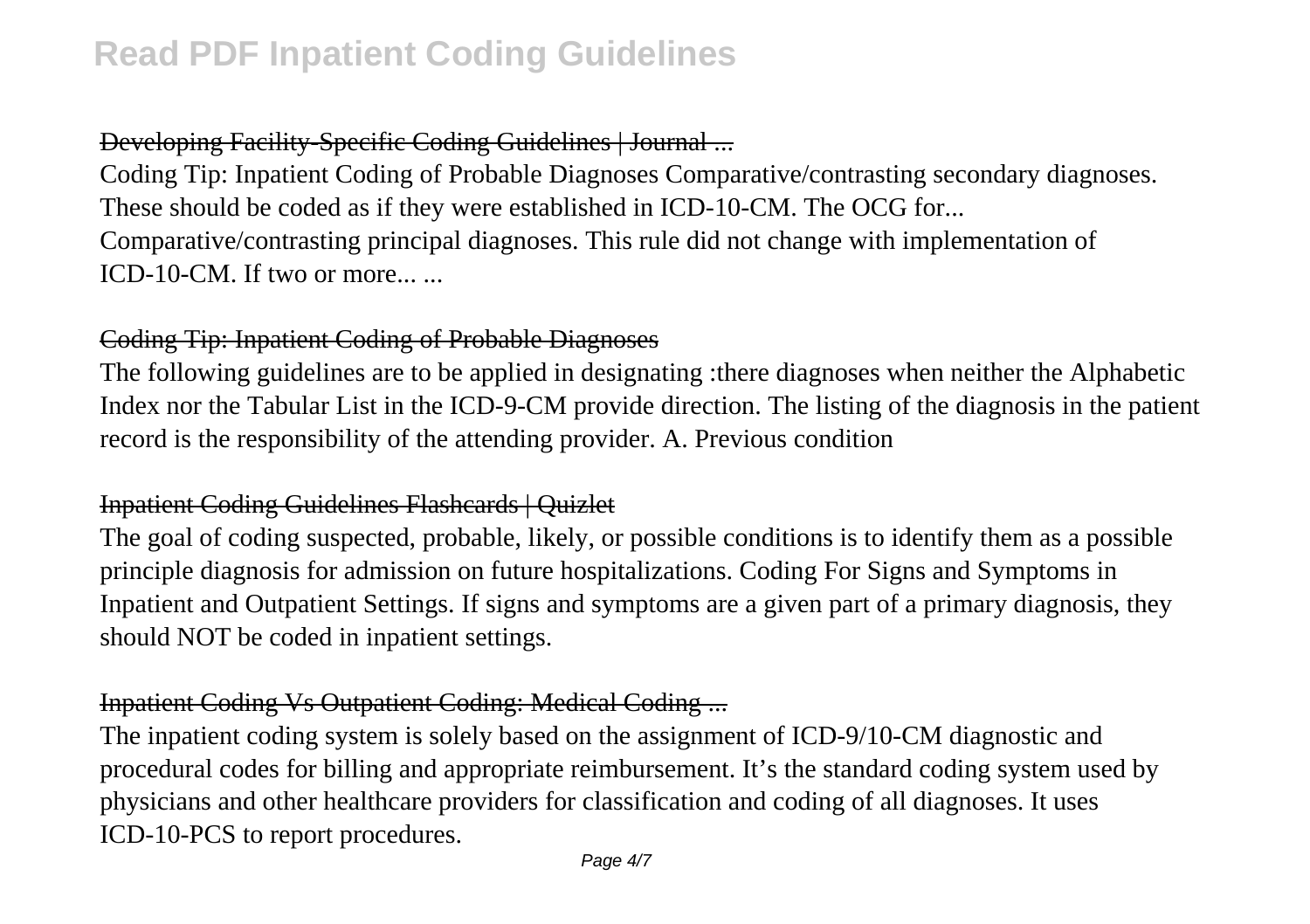## Developing Facility-Specific Coding Guidelines | Journal ...

Coding Tip: Inpatient Coding of Probable Diagnoses Comparative/contrasting secondary diagnoses. These should be coded as if they were established in ICD-10-CM. The OCG for... Comparative/contrasting principal diagnoses. This rule did not change with implementation of ICD-10-CM. If two or more... ...

## Coding Tip: Inpatient Coding of Probable Diagnoses

The following guidelines are to be applied in designating :there diagnoses when neither the Alphabetic Index nor the Tabular List in the ICD-9-CM provide direction. The listing of the diagnosis in the patient record is the responsibility of the attending provider. A. Previous condition

## Inpatient Coding Guidelines Flashcards | Quizlet

The goal of coding suspected, probable, likely, or possible conditions is to identify them as a possible principle diagnosis for admission on future hospitalizations. Coding For Signs and Symptoms in Inpatient and Outpatient Settings. If signs and symptoms are a given part of a primary diagnosis, they should NOT be coded in inpatient settings.

## Inpatient Coding Vs Outpatient Coding: Medical Coding ...

The inpatient coding system is solely based on the assignment of ICD-9/10-CM diagnostic and procedural codes for billing and appropriate reimbursement. It's the standard coding system used by physicians and other healthcare providers for classification and coding of all diagnoses. It uses ICD-10-PCS to report procedures.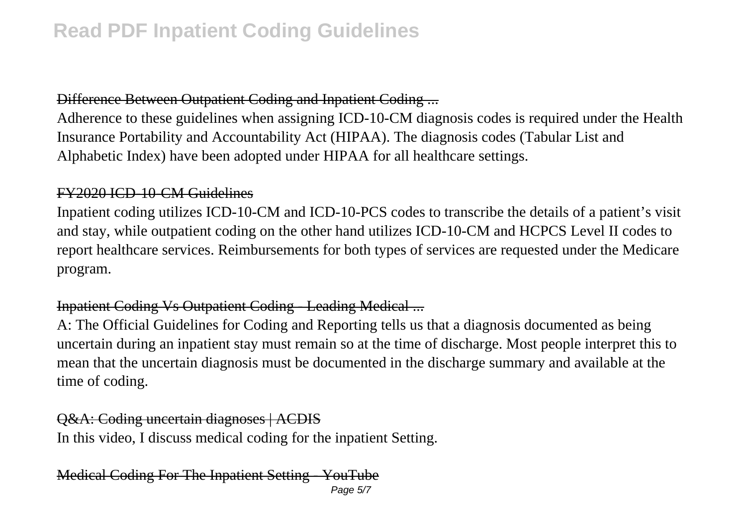Difference Between Outpatient Coding and Inpatient Coding ...

Adherence to these guidelines when assigning ICD-10-CM diagnosis codes is required under the Health Insurance Portability and Accountability Act (HIPAA). The diagnosis codes (Tabular List and Alphabetic Index) have been adopted under HIPAA for all healthcare settings.

FY2020 ICD-10-CM Guidelines

Inpatient coding utilizes ICD-10-CM and ICD-10-PCS codes to transcribe the details of a patient's visit and stay, while outpatient coding on the other hand utilizes ICD-10-CM and HCPCS Level II codes to report healthcare services. Reimbursements for both types of services are requested under the Medicare program.

Inpatient Coding Vs Outpatient Coding - Leading Medical ...

A: The Official Guidelines for Coding and Reporting tells us that a diagnosis documented as being uncertain during an inpatient stay must remain so at the time of discharge. Most people interpret this to mean that the uncertain diagnosis must be documented in the discharge summary and available at the time of coding.

Q&A: Coding uncertain diagnoses | ACDIS

In this video, I discuss medical coding for the inpatient Setting.

Medical Coding For The Inpatient Setting - YouTube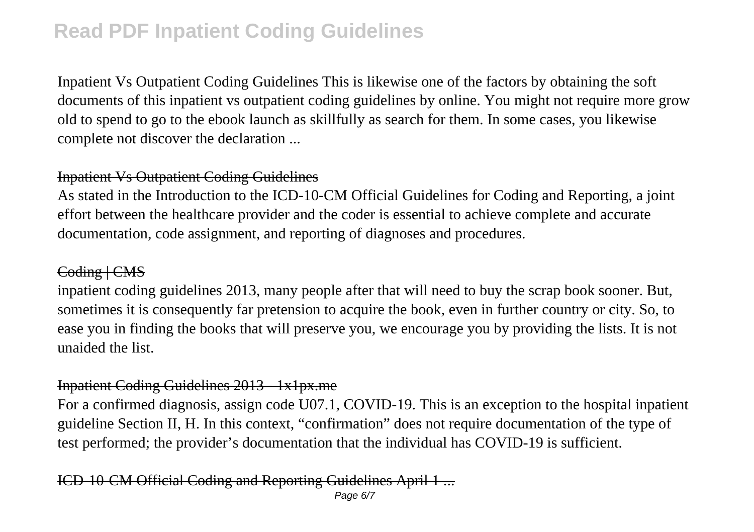Inpatient Vs Outpatient Coding Guidelines This is likewise one of the factors by obtaining the soft documents of this inpatient vs outpatient coding guidelines by online. You might not require more grow old to spend to go to the ebook launch as skillfully as search for them. In some cases, you likewise complete not discover the declaration ...

## Inpatient Vs Outpatient Coding Guidelines

As stated in the Introduction to the ICD-10-CM Official Guidelines for Coding and Reporting, a joint effort between the healthcare provider and the coder is essential to achieve complete and accurate documentation, code assignment, and reporting of diagnoses and procedures.

## Coding | CMS

inpatient coding guidelines 2013, many people after that will need to buy the scrap book sooner. But, sometimes it is consequently far pretension to acquire the book, even in further country or city. So, to ease you in finding the books that will preserve you, we encourage you by providing the lists. It is not unaided the list.

## Inpatient Coding Guidelines 2013 - 1x1px.me

For a confirmed diagnosis, assign code U07.1, COVID-19. This is an exception to the hospital inpatient guideline Section II, H. In this context, "confirmation" does not require documentation of the type of test performed; the provider's documentation that the individual has COVID-19 is sufficient.

## ICD-10-CM Official Coding and Reporting Guidelines April 1 ...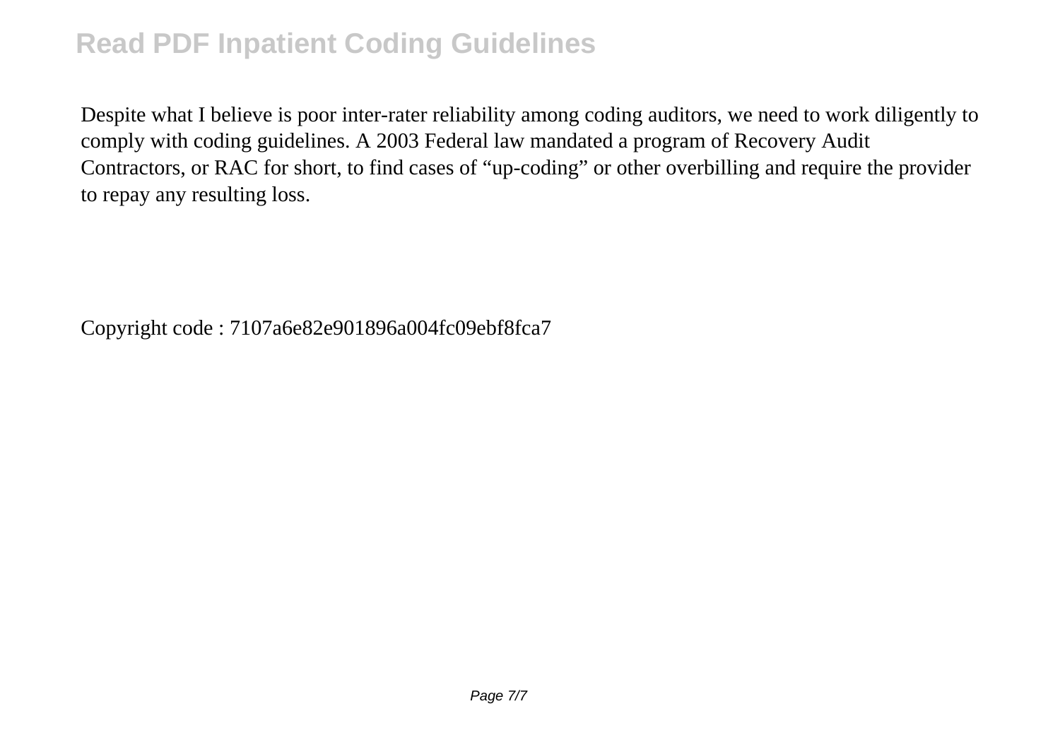Despite what I believe is poor inter-rater reliability among coding auditors, we need to work diligently to comply with coding guidelines. A 2003 Federal law mandated a program of Recovery Audit Contractors, or RAC for short, to find cases of "up-coding" or other overbilling and require the provider to repay any resulting loss.

Copyright code : 7107a6e82e901896a004fc09ebf8fca7